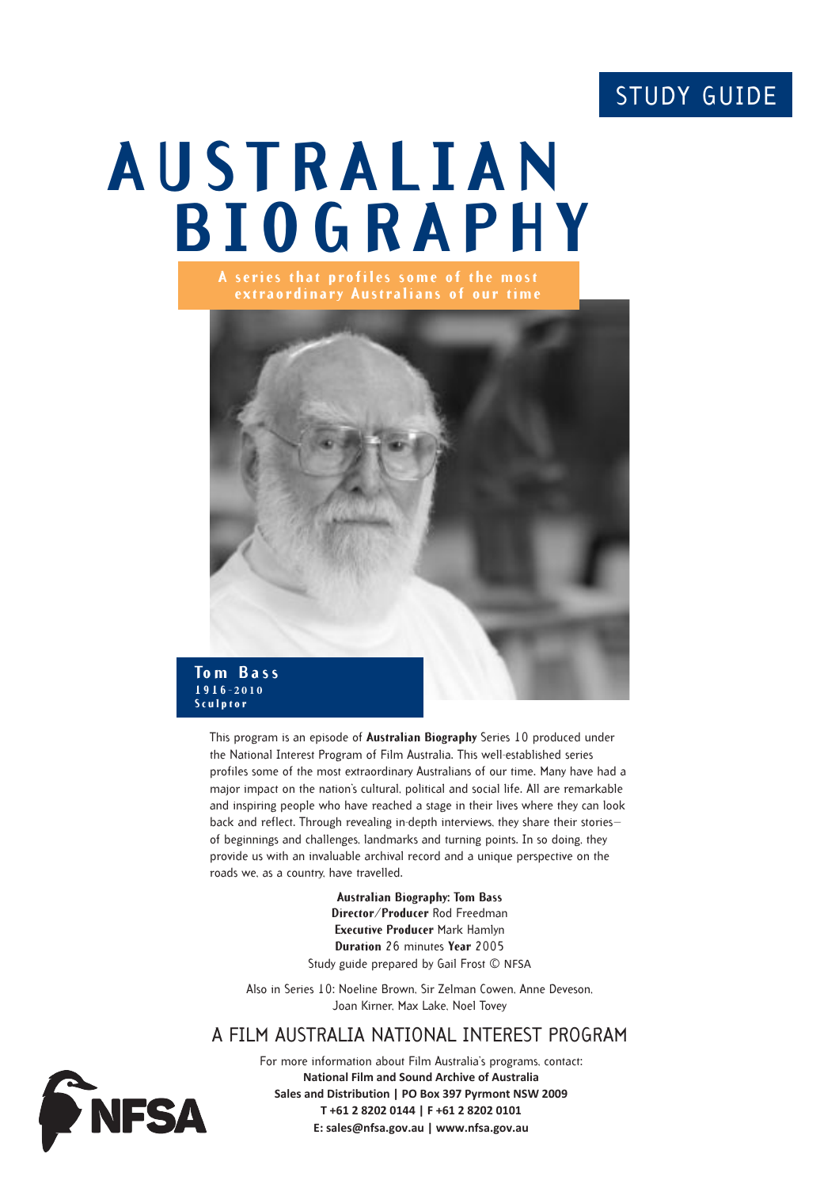STUDY GUIDE

# AUSTRALIAN BIOGRAPHY

**A series that profiles some of the most extraordinary Australians of our time**

**Tom Bass**
**1916–2010**
**Sculptor**

This program is an episode of **Australian Biography** Series 10 produced under the National Interest Program of Film Australia. This well-established series profiles some of the most extraordinary Australians of our time. Many have had a major impact on the nation's cultural, political and social life. All are remarkable and inspiring people who have reached a stage in their lives where they can look back and reflect. Through revealing in-depth interviews, they share their stories—of beginnings and challenges, landmarks and turning points. In so doing, they provide us with an invaluable archival record and a unique perspective on the roads we, as a country, have travelled.

**Australian Biography: Tom Bass**
**Director/Producer** Rod Freedman
**Executive Producer** Mark Hamlyn
**Duration** 26 minutes **Year** 2005
Study guide prepared by Gail Frost © NFSA

Also in Series 10: Noeline Brown, Sir Zelman Cowen, Anne Deveson, Joan Kirner, Max Lake, Noel Tovey

## A FILM AUSTRALIA NATIONAL INTEREST PROGRAM

For more information about Film Australia's programs, contact:
**National Film and Sound Archive of Australia**
**Sales and Distribution | PO Box 397 Pyrmont NSW 2009**
**T +61 2 8202 0144 | F +61 2 8202 0101**
**E: sales@nfsa.gov.au | www.nfsa.gov.au**

NFSA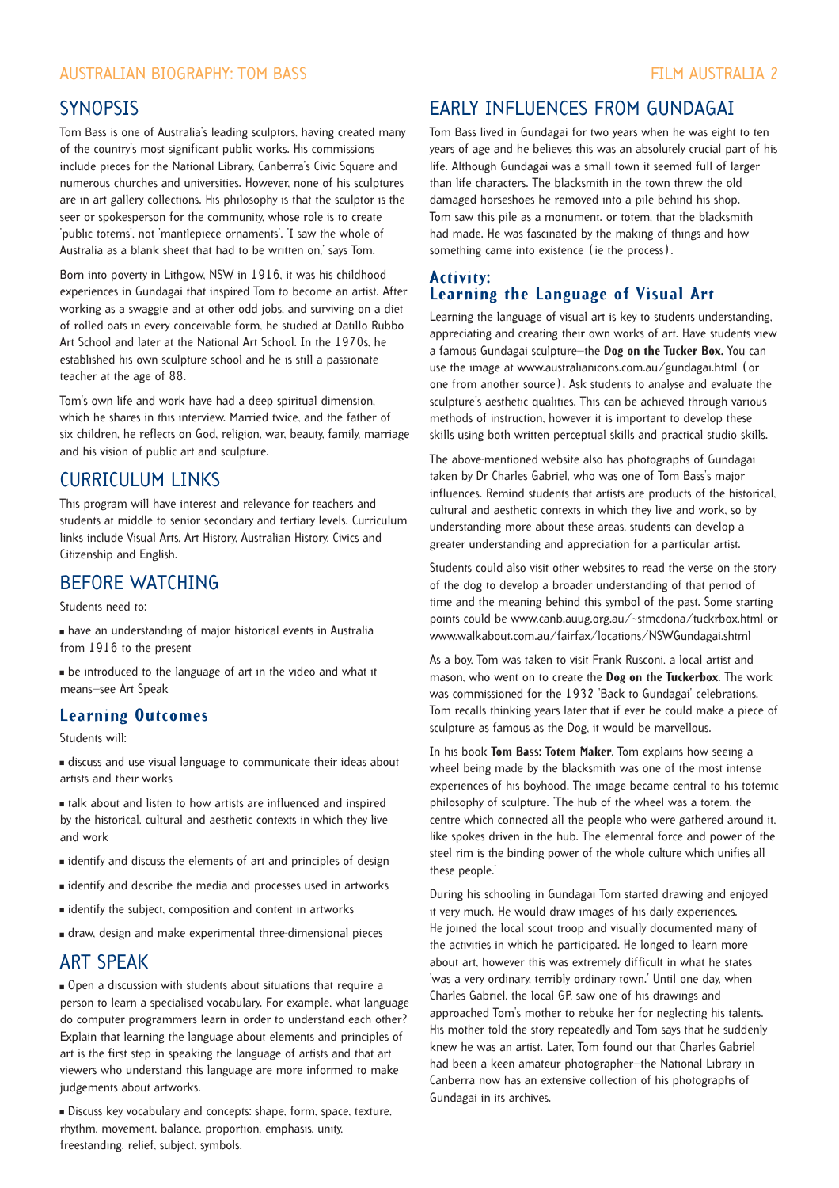## SYNOPSIS

Tom Bass is one of Australia's leading sculptors, having created many of the country's most significant public works. His commissions include pieces for the National Library, Canberra's Civic Square and numerous churches and universities. However, none of his sculptures are in art gallery collections. His philosophy is that the sculptor is the seer or spokesperson for the community, whose role is to create 'public totems', not 'mantlepiece ornaments'. 'I saw the whole of Australia as a blank sheet that had to be written on,' says Tom.

Born into poverty in Lithgow, NSW in 1916, it was his childhood experiences in Gundagai that inspired Tom to become an artist. After working as a swaggie and at other odd jobs, and surviving on a diet of rolled oats in every conceivable form, he studied at Datillo Rubbo Art School and later at the National Art School. In the 1970s, he established his own sculpture school and he is still a passionate teacher at the age of 88.

Tom's own life and work have had a deep spiritual dimension, which he shares in this interview. Married twice, and the father of six children, he reflects on God, religion, war, beauty, family, marriage and his vision of public art and sculpture.

## CURRICULUM LINKS

This program will have interest and relevance for teachers and students at middle to senior secondary and tertiary levels. Curriculum links include Visual Arts, Art History, Australian History, Civics and Citizenship and English.

## BEFORE WATCHING

Students need to:

- have an understanding of major historical events in Australia from 1916 to the present
- be introduced to the language of art in the video and what it means—see Art Speak

### Learning Outcomes

Students will:

- discuss and use visual language to communicate their ideas about artists and their works
- talk about and listen to how artists are influenced and inspired by the historical, cultural and aesthetic contexts in which they live and work
- identify and discuss the elements of art and principles of design
- identify and describe the media and processes used in artworks
- identify the subject, composition and content in artworks
- draw, design and make experimental three-dimensional pieces

## ART SPEAK

- Open a discussion with students about situations that require a person to learn a specialised vocabulary. For example, what language do computer programmers learn in order to understand each other? Explain that learning the language about elements and principles of art is the first step in speaking the language of artists and that art viewers who understand this language are more informed to make judgements about artworks.
- Discuss key vocabulary and concepts: shape, form, space, texture, rhythm, movement, balance, proportion, emphasis, unity, freestanding, relief, subject, symbols.

## EARLY INFLUENCES FROM GUNDAGAI

Tom Bass lived in Gundagai for two years when he was eight to ten years of age and he believes this was an absolutely crucial part of his life. Although Gundagai was a small town it seemed full of larger than life characters. The blacksmith in the town threw the old damaged horseshoes he removed into a pile behind his shop. Tom saw this pile as a monument, or totem, that the blacksmith had made. He was fascinated by the making of things and how something came into existence (ie the process).

### Activity: Learning the Language of Visual Art

Learning the language of visual art is key to students understanding, appreciating and creating their own works of art. Have students view a famous Gundagai sculpture—the **Dog on the Tucker Box.** You can use the image at www.australianicons.com.au/gundagai.html (or one from another source). Ask students to analyse and evaluate the sculpture's aesthetic qualities. This can be achieved through various methods of instruction, however it is important to develop these skills using both written perceptual skills and practical studio skills.

The above-mentioned website also has photographs of Gundagai taken by Dr Charles Gabriel, who was one of Tom Bass's major influences. Remind students that artists are products of the historical, cultural and aesthetic contexts in which they live and work, so by understanding more about these areas, students can develop a greater understanding and appreciation for a particular artist.

Students could also visit other websites to read the verse on the story of the dog to develop a broader understanding of that period of time and the meaning behind this symbol of the past. Some starting points could be www.canb.auug.org.au/~stmcdona/tuckrbox.html or www.walkabout.com.au/fairfax/locations/NSWGundagai.shtml

As a boy, Tom was taken to visit Frank Rusconi, a local artist and mason, who went on to create the **Dog on the Tuckerbox**. The work was commissioned for the 1932 'Back to Gundagai' celebrations. Tom recalls thinking years later that if ever he could make a piece of sculpture as famous as the Dog, it would be marvellous.

In his book **Tom Bass: Totem Maker**, Tom explains how seeing a wheel being made by the blacksmith was one of the most intense experiences of his boyhood. The image became central to his totemic philosophy of sculpture. 'The hub of the wheel was a totem, the centre which connected all the people who were gathered around it, like spokes driven in the hub. The elemental force and power of the steel rim is the binding power of the whole culture which unifies all these people.'

During his schooling in Gundagai Tom started drawing and enjoyed it very much. He would draw images of his daily experiences. He joined the local scout troop and visually documented many of the activities in which he participated. He longed to learn more about art, however this was extremely difficult in what he states 'was a very ordinary, terribly ordinary town.' Until one day, when Charles Gabriel, the local GP, saw one of his drawings and approached Tom's mother to rebuke her for neglecting his talents. His mother told the story repeatedly and Tom says that he suddenly knew he was an artist. Later, Tom found out that Charles Gabriel had been a keen amateur photographer—the National Library in Canberra now has an extensive collection of his photographs of Gundagai in its archives.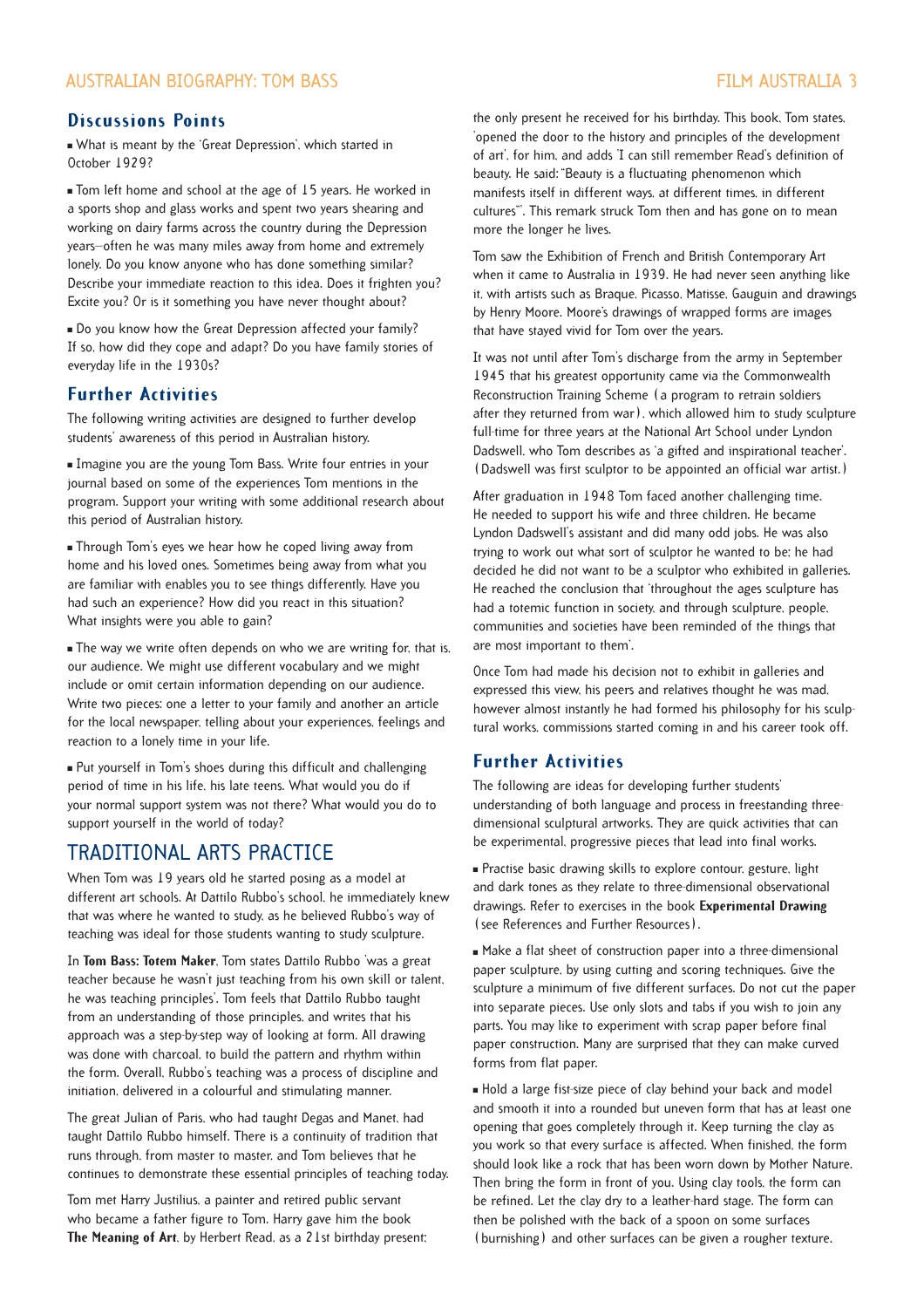## Discussions Points

- What is meant by the 'Great Depression', which started in October 1929?
- Tom left home and school at the age of 15 years. He worked in a sports shop and glass works and spent two years shearing and working on dairy farms across the country during the Depression years—often he was many miles away from home and extremely lonely. Do you know anyone who has done something similar? Describe your immediate reaction to this idea. Does it frighten you? Excite you? Or is it something you have never thought about?
- Do you know how the Great Depression affected your family? If so, how did they cope and adapt? Do you have family stories of everyday life in the 1930s?

## Further Activities

The following writing activities are designed to further develop students' awareness of this period in Australian history.

- Imagine you are the young Tom Bass. Write four entries in your journal based on some of the experiences Tom mentions in the program. Support your writing with some additional research about this period of Australian history.
- Through Tom's eyes we hear how he coped living away from home and his loved ones. Sometimes being away from what you are familiar with enables you to see things differently. Have you had such an experience? How did you react in this situation? What insights were you able to gain?
- The way we write often depends on who we are writing for, that is, our audience. We might use different vocabulary and we might include or omit certain information depending on our audience. Write two pieces: one a letter to your family and another an article for the local newspaper, telling about your experiences, feelings and reaction to a lonely time in your life.
- Put yourself in Tom's shoes during this difficult and challenging period of time in his life, his late teens. What would you do if your normal support system was not there? What would you do to support yourself in the world of today?

# TRADITIONAL ARTS PRACTICE

When Tom was 19 years old he started posing as a model at different art schools. At Dattilo Rubbo's school, he immediately knew that was where he wanted to study, as he believed Rubbo's way of teaching was ideal for those students wanting to study sculpture.

In **Tom Bass: Totem Maker**, Tom states Dattilo Rubbo 'was a great teacher because he wasn't just teaching from his own skill or talent, he was teaching principles'. Tom feels that Dattilo Rubbo taught from an understanding of those principles, and writes that his approach was a step-by-step way of looking at form. All drawing was done with charcoal, to build the pattern and rhythm within the form. Overall, Rubbo's teaching was a process of discipline and initiation, delivered in a colourful and stimulating manner.

The great Julian of Paris, who had taught Degas and Manet, had taught Dattilo Rubbo himself. There is a continuity of tradition that runs through, from master to master, and Tom believes that he continues to demonstrate these essential principles of teaching today.

Tom met Harry Justilius, a painter and retired public servant who became a father figure to Tom. Harry gave him the book **The Meaning of Art**, by Herbert Read, as a 21st birthday present: the only present he received for his birthday. This book, Tom states, 'opened the door to the history and principles of the development of art', for him, and adds 'I can still remember Read's definition of beauty. He said: "Beauty is a fluctuating phenomenon which manifests itself in different ways, at different times, in different cultures"'. This remark struck Tom then and has gone on to mean more the longer he lives.

Tom saw the Exhibition of French and British Contemporary Art when it came to Australia in 1939. He had never seen anything like it, with artists such as Braque, Picasso, Matisse, Gauguin and drawings by Henry Moore. Moore's drawings of wrapped forms are images that have stayed vivid for Tom over the years.

It was not until after Tom's discharge from the army in September 1945 that his greatest opportunity came via the Commonwealth Reconstruction Training Scheme (a program to retrain soldiers after they returned from war), which allowed him to study sculpture full-time for three years at the National Art School under Lyndon Dadswell, who Tom describes as 'a gifted and inspirational teacher'. (Dadswell was first sculptor to be appointed an official war artist.)

After graduation in 1948 Tom faced another challenging time. He needed to support his wife and three children. He became Lyndon Dadswell's assistant and did many odd jobs. He was also trying to work out what sort of sculptor he wanted to be; he had decided he did not want to be a sculptor who exhibited in galleries. He reached the conclusion that 'throughout the ages sculpture has had a totemic function in society, and through sculpture, people, communities and societies have been reminded of the things that are most important to them'.

Once Tom had made his decision not to exhibit in galleries and expressed this view, his peers and relatives thought he was mad, however almost instantly he had formed his philosophy for his sculptural works, commissions started coming in and his career took off.

## Further Activities

The following are ideas for developing further students' understanding of both language and process in freestanding three-dimensional sculptural artworks. They are quick activities that can be experimental, progressive pieces that lead into final works.

- Practise basic drawing skills to explore contour, gesture, light and dark tones as they relate to three-dimensional observational drawings. Refer to exercises in the book **Experimental Drawing** (see References and Further Resources).
- Make a flat sheet of construction paper into a three-dimensional paper sculpture, by using cutting and scoring techniques. Give the sculpture a minimum of five different surfaces. Do not cut the paper into separate pieces. Use only slots and tabs if you wish to join any parts. You may like to experiment with scrap paper before final paper construction. Many are surprised that they can make curved forms from flat paper.
- Hold a large fist-size piece of clay behind your back and model and smooth it into a rounded but uneven form that has at least one opening that goes completely through it. Keep turning the clay as you work so that every surface is affected. When finished, the form should look like a rock that has been worn down by Mother Nature. Then bring the form in front of you. Using clay tools, the form can be refined. Let the clay dry to a leather-hard stage. The form can then be polished with the back of a spoon on some surfaces (burnishing) and other surfaces can be given a rougher texture.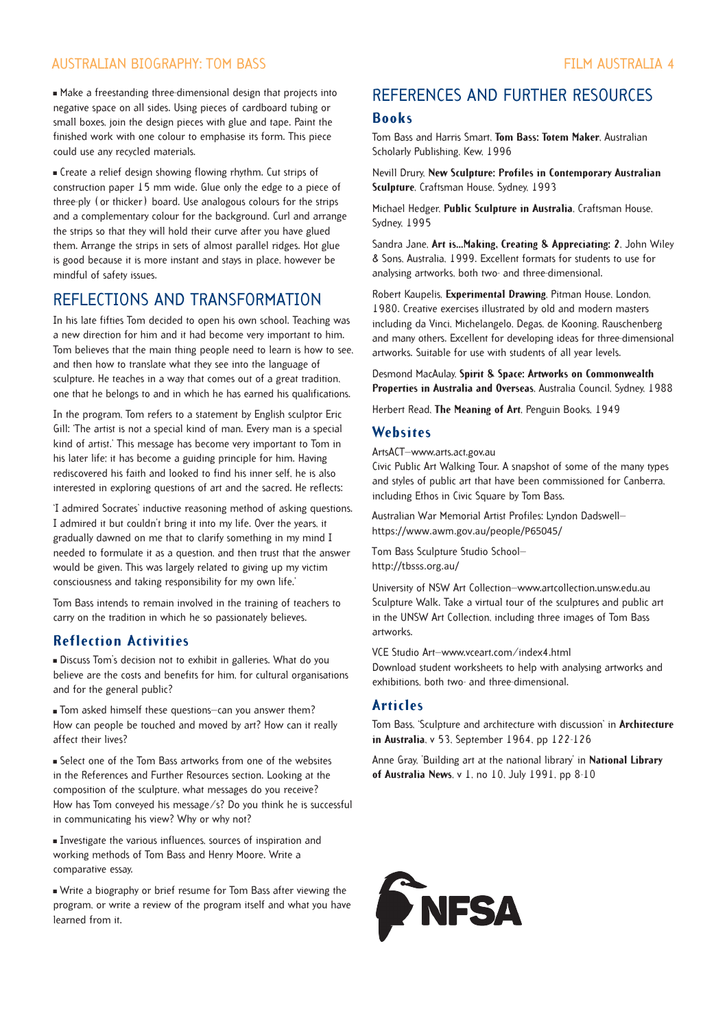- Make a freestanding three-dimensional design that projects into negative space on all sides. Using pieces of cardboard tubing or small boxes, join the design pieces with glue and tape. Paint the finished work with one colour to emphasise its form. This piece could use any recycled materials.

- Create a relief design showing flowing rhythm. Cut strips of construction paper 15 mm wide. Glue only the edge to a piece of three-ply (or thicker) board. Use analogous colours for the strips and a complementary colour for the background. Curl and arrange the strips so that they will hold their curve after you have glued them. Arrange the strips in sets of almost parallel ridges. Hot glue is good because it is more instant and stays in place, however be mindful of safety issues.

## REFLECTIONS AND TRANSFORMATION

In his late fifties Tom decided to open his own school. Teaching was a new direction for him and it had become very important to him. Tom believes that the main thing people need to learn is how to see, and then how to translate what they see into the language of sculpture. He teaches in a way that comes out of a great tradition, one that he belongs to and in which he has earned his qualifications.

In the program, Tom refers to a statement by English sculptor Eric Gill: 'The artist is not a special kind of man. Every man is a special kind of artist.' This message has become very important to Tom in his later life; it has become a guiding principle for him. Having rediscovered his faith and looked to find his inner self, he is also interested in exploring questions of art and the sacred. He reflects:

'I admired Socrates' inductive reasoning method of asking questions. I admired it but couldn't bring it into my life. Over the years, it gradually dawned on me that to clarify something in my mind I needed to formulate it as a question, and then trust that the answer would be given. This was largely related to giving up my victim consciousness and taking responsibility for my own life.'

Tom Bass intends to remain involved in the training of teachers to carry on the tradition in which he so passionately believes.

### Reflection Activities

- Discuss Tom's decision not to exhibit in galleries. What do you believe are the costs and benefits for him, for cultural organisations and for the general public?

- Tom asked himself these questions—can you answer them? How can people be touched and moved by art? How can it really affect their lives?

- Select one of the Tom Bass artworks from one of the websites in the References and Further Resources section. Looking at the composition of the sculpture, what messages do you receive? How has Tom conveyed his message/s? Do you think he is successful in communicating his view? Why or why not?

- Investigate the various influences, sources of inspiration and working methods of Tom Bass and Henry Moore. Write a comparative essay.

- Write a biography or brief resume for Tom Bass after viewing the program, or write a review of the program itself and what you have learned from it.

## REFERENCES AND FURTHER RESOURCES

### Books

Tom Bass and Harris Smart, **Tom Bass: Totem Maker**, Australian Scholarly Publishing, Kew, 1996

Nevill Drury, **New Sculpture: Profiles in Contemporary Australian Sculpture**, Craftsman House, Sydney, 1993

Michael Hedger, **Public Sculpture in Australia**, Craftsman House, Sydney, 1995

Sandra Jane, **Art is...Making, Creating & Appreciating: 2**, John Wiley & Sons, Australia, 1999. Excellent formats for students to use for analysing artworks, both two- and three-dimensional.

Robert Kaupelis, **Experimental Drawing**, Pitman House, London, 1980. Creative exercises illustrated by old and modern masters including da Vinci, Michelangelo, Degas, de Kooning, Rauschenberg and many others. Excellent for developing ideas for three-dimensional artworks. Suitable for use with students of all year levels.

Desmond MacAulay, **Spirit & Space: Artworks on Commonwealth Properties in Australia and Overseas**, Australia Council, Sydney, 1988

Herbert Read, **The Meaning of Art**, Penguin Books, 1949

### Websites

ArtsACT—www.arts.act.gov.au
Civic Public Art Walking Tour. A snapshot of some of the many types and styles of public art that have been commissioned for Canberra, including Ethos in Civic Square by Tom Bass.

Australian War Memorial Artist Profiles: Lyndon Dadswell—https://www.awm.gov.au/people/P65045/

Tom Bass Sculpture Studio School—http://tbsss.org.au/

University of NSW Art Collection—www.artcollection.unsw.edu.au
Sculpture Walk. Take a virtual tour of the sculptures and public art in the UNSW Art Collection, including three images of Tom Bass artworks.

VCE Studio Art—www.vceart.com/index4.html
Download student worksheets to help with analysing artworks and exhibitions, both two- and three-dimensional.

### Articles

Tom Bass, 'Sculpture and architecture with discussion' in **Architecture in Australia**, v 53, September 1964, pp 122-126

Anne Gray, 'Building art at the national library' in **National Library of Australia News**, v 1, no 10, July 1991, pp 8-10

NFSA